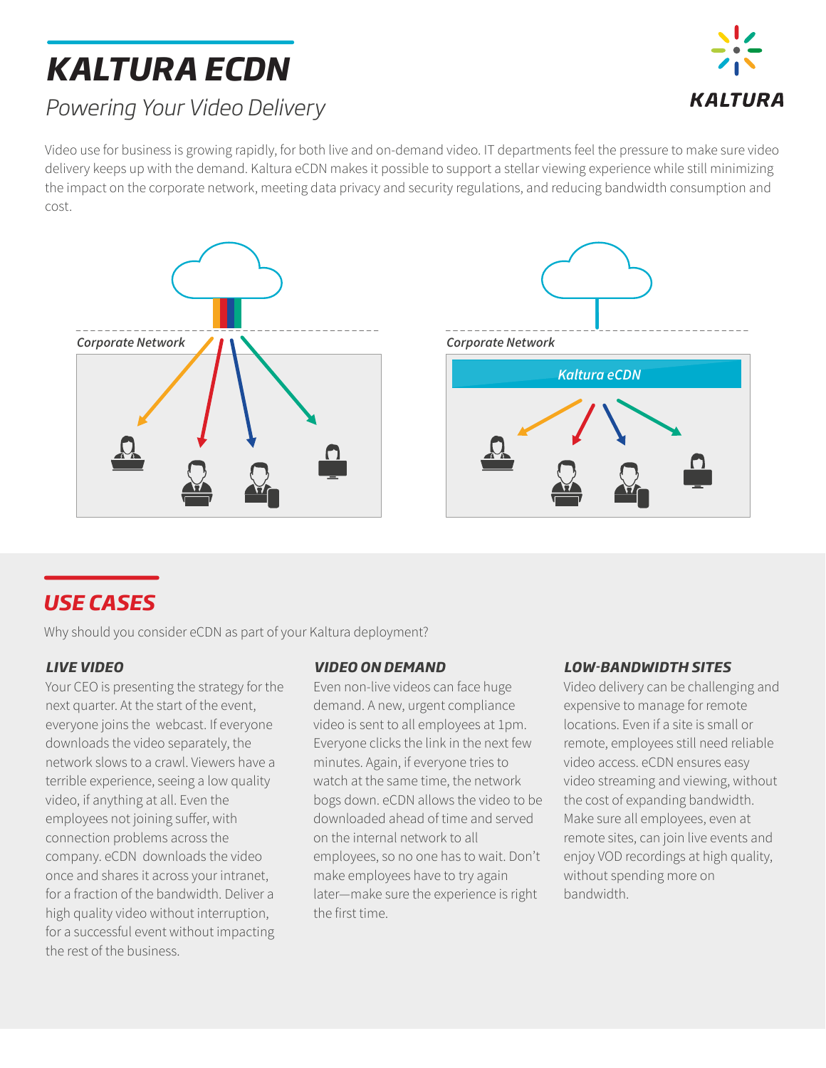# KALTURA ECDN

*Powering Your Video Delivery*

KALTURA

Video use for business is growing rapidly, for both live and on-demand video. IT departments feel the pressure to make sure video delivery keeps up with the demand. Kaltura eCDN makes it possible to support a stellar viewing experience while still minimizing the impact on the corporate network, meeting data privacy and security regulations, and reducing bandwidth consumption and cost.

*Corporate Network*

*Corporate Network*

*Kaltura eCDN*

## USE CASES

Why should you consider eCDN as part of your Kaltura deployment?

### LIVE VIDEO

Your CEO is presenting the strategy for the next quarter. At the start of the event, everyone joins the webcast. If everyone downloads the video separately, the network slows to a crawl. Viewers have a terrible experience, seeing a low quality video, if anything at all. Even the employees not joining suffer, with connection problems across the company. eCDN downloads the video once and shares it across your intranet, for a fraction of the bandwidth. Deliver a high quality video without interruption, for a successful event without impacting the rest of the business.

### VIDEO ON DEMAND

Even non-live videos can face huge demand. A new, urgent compliance video is sent to all employees at 1pm. Everyone clicks the link in the next few minutes. Again, if everyone tries to watch at the same time, the network bogs down. eCDN allows the video to be downloaded ahead of time and served on the internal network to all employees, so no one has to wait. Don't make employees have to try again later—make sure the experience is right the first time.

### LOW-BANDWIDTH SITES

Video delivery can be challenging and expensive to manage for remote locations. Even if a site is small or remote, employees still need reliable video access. eCDN ensures easy video streaming and viewing, without the cost of expanding bandwidth. Make sure all employees, even at remote sites, can join live events and enjoy VOD recordings at high quality, without spending more on bandwidth.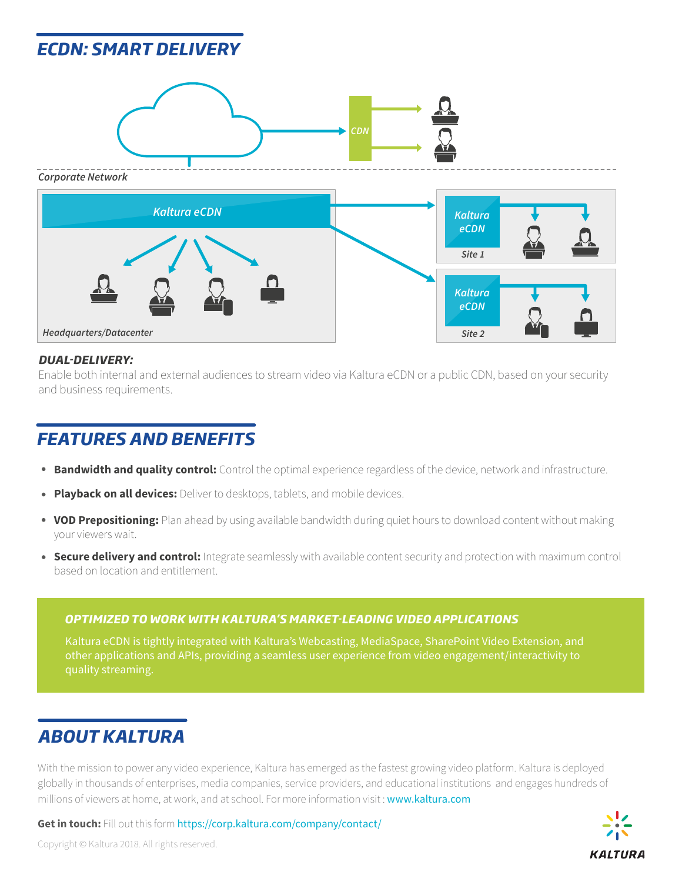## ECDN: SMART DELIVERY

CDN

Corporate Network

Kaltura eCDN

Kaltura eCDN

Site 1

Kaltura eCDN

Site 2

Headquarters/Datacenter

***DUAL-DELIVERY:***

Enable both internal and external audiences to stream video via Kaltura eCDN or a public CDN, based on your security and business requirements.

## FEATURES AND BENEFITS

- **Bandwidth and quality control:** Control the optimal experience regardless of the device, network and infrastructure.
- **Playback on all devices:** Deliver to desktops, tablets, and mobile devices.
- **VOD Prepositioning:** Plan ahead by using available bandwidth during quiet hours to download content without making your viewers wait.
- **Secure delivery and control:** Integrate seamlessly with available content security and protection with maximum control based on location and entitlement.

### OPTIMIZED TO WORK WITH KALTURA'S MARKET-LEADING VIDEO APPLICATIONS

Kaltura eCDN is tightly integrated with Kaltura's Webcasting, MediaSpace, SharePoint Video Extension, and other applications and APIs, providing a seamless user experience from video engagement/interactivity to quality streaming.

## ABOUT KALTURA

With the mission to power any video experience, Kaltura has emerged as the fastest growing video platform. Kaltura is deployed globally in thousands of enterprises, media companies, service providers, and educational institutions and engages hundreds of millions of viewers at home, at work, and at school. For more information visit : www.kaltura.com

**Get in touch:** Fill out this form https://corp.kaltura.com/company/contact/

Copyright © Kaltura 2018. All rights reserved.

KALTURA